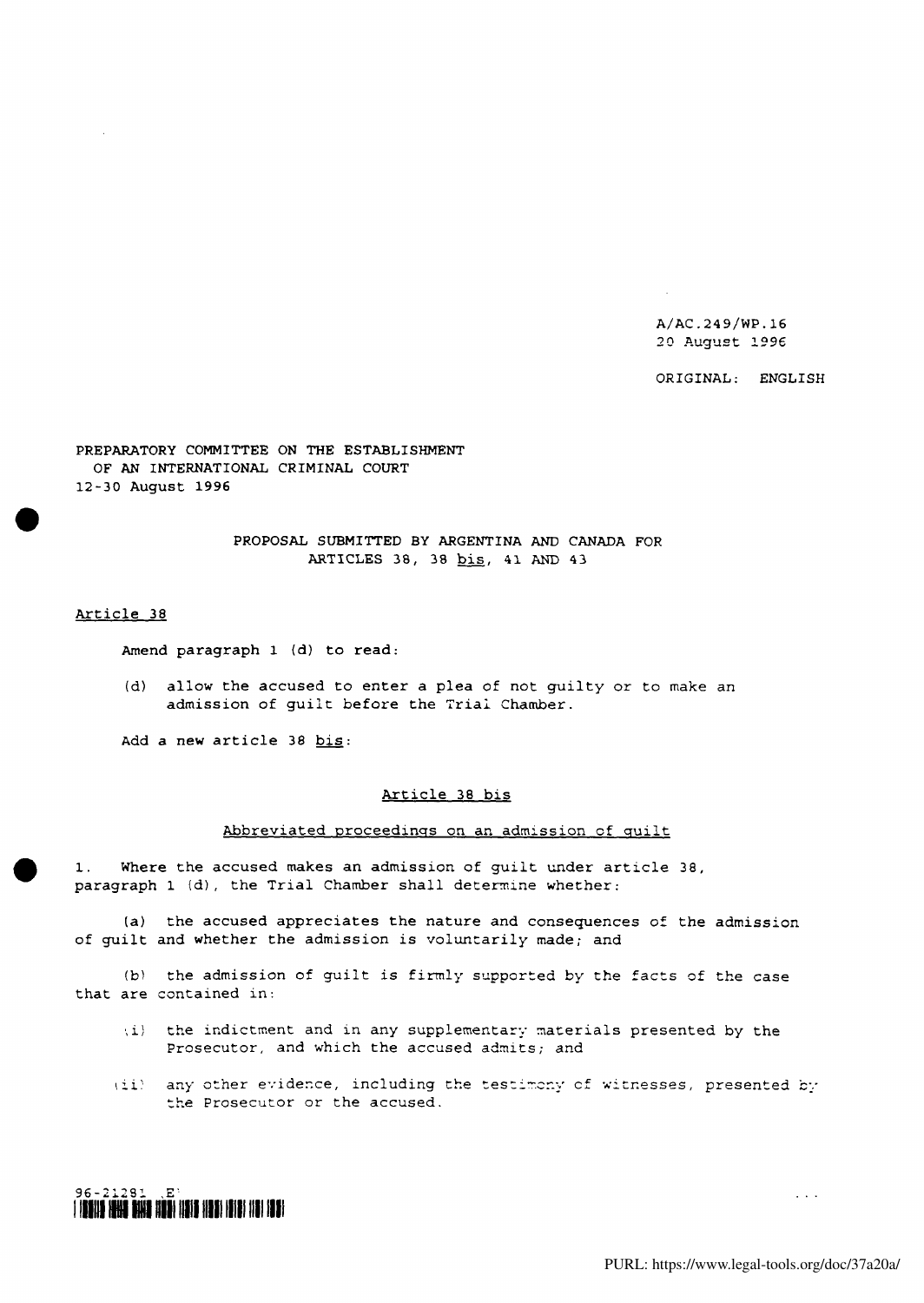A/AC.249/WP.16
20 August 1996

ORIGINAL: ENGLISH

PREPARATORY COMMITTEE ON THE ESTABLISHMENT
OF AN INTERNATIONAL CRIMINAL COURT
12-30 August 1996

## PROPOSAL SUBMITTED BY ARGENTINA AND CANADA FOR ARTICLES 38, 38 bis, 41 AND 43

### Article 38

Amend paragraph 1 (d) to read:

(d) allow the accused to enter a plea of not guilty or to make an admission of guilt before the Trial Chamber.

Add a new article 38 bis:

### Article 38 bis

#### Abbreviated proceedings on an admission of guilt

1. Where the accused makes an admission of guilt under article 38, paragraph 1 (d), the Trial Chamber shall determine whether:

(a) the accused appreciates the nature and consequences of the admission of guilt and whether the admission is voluntarily made; and

(b) the admission of guilt is firmly supported by the facts of the case that are contained in:

(i) the indictment and in any supplementary materials presented by the Prosecutor, and which the accused admits; and

(ii) any other evidence, including the testimony of witnesses, presented by the Prosecutor or the accused.

96-21281 (E)

...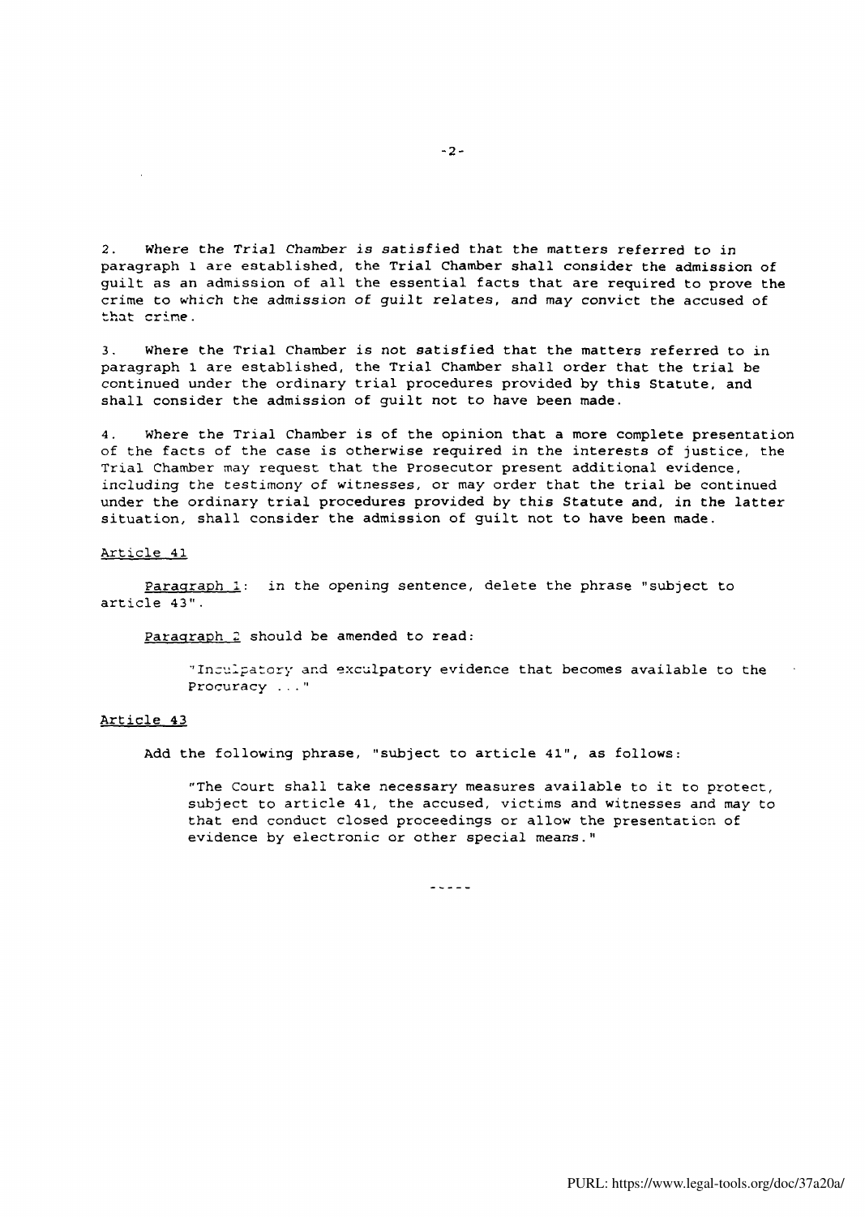2. Where the Trial Chamber is satisfied that the matters referred to in paragraph 1 are established, the Trial Chamber shall consider the admission of guilt as an admission of all the essential facts that are required to prove the crime to which the admission of guilt relates, and may convict the accused of that crime.

3. Where the Trial Chamber is not satisfied that the matters referred to in paragraph 1 are established, the Trial Chamber shall order that the trial be continued under the ordinary trial procedures provided by this Statute, and shall consider the admission of guilt not to have been made.

4. Where the Trial Chamber is of the opinion that a more complete presentation of the facts of the case is otherwise required in the interests of justice, the Trial Chamber may request that the Prosecutor present additional evidence, including the testimony of witnesses, or may order that the trial be continued under the ordinary trial procedures provided by this Statute and, in the latter situation, shall consider the admission of guilt not to have been made.

Article 41

Paragraph 1: in the opening sentence, delete the phrase "subject to article 43".

Paragraph 2 should be amended to read:

> "Inculpatory and exculpatory evidence that becomes available to the Procuracy ..."

Article 43

Add the following phrase, "subject to article 41", as follows:

> "The Court shall take necessary measures available to it to protect, subject to article 41, the accused, victims and witnesses and may to that end conduct closed proceedings or allow the presentation of evidence by electronic or other special means."

-----

PURL: https://www.legal-tools.org/doc/37a20a/